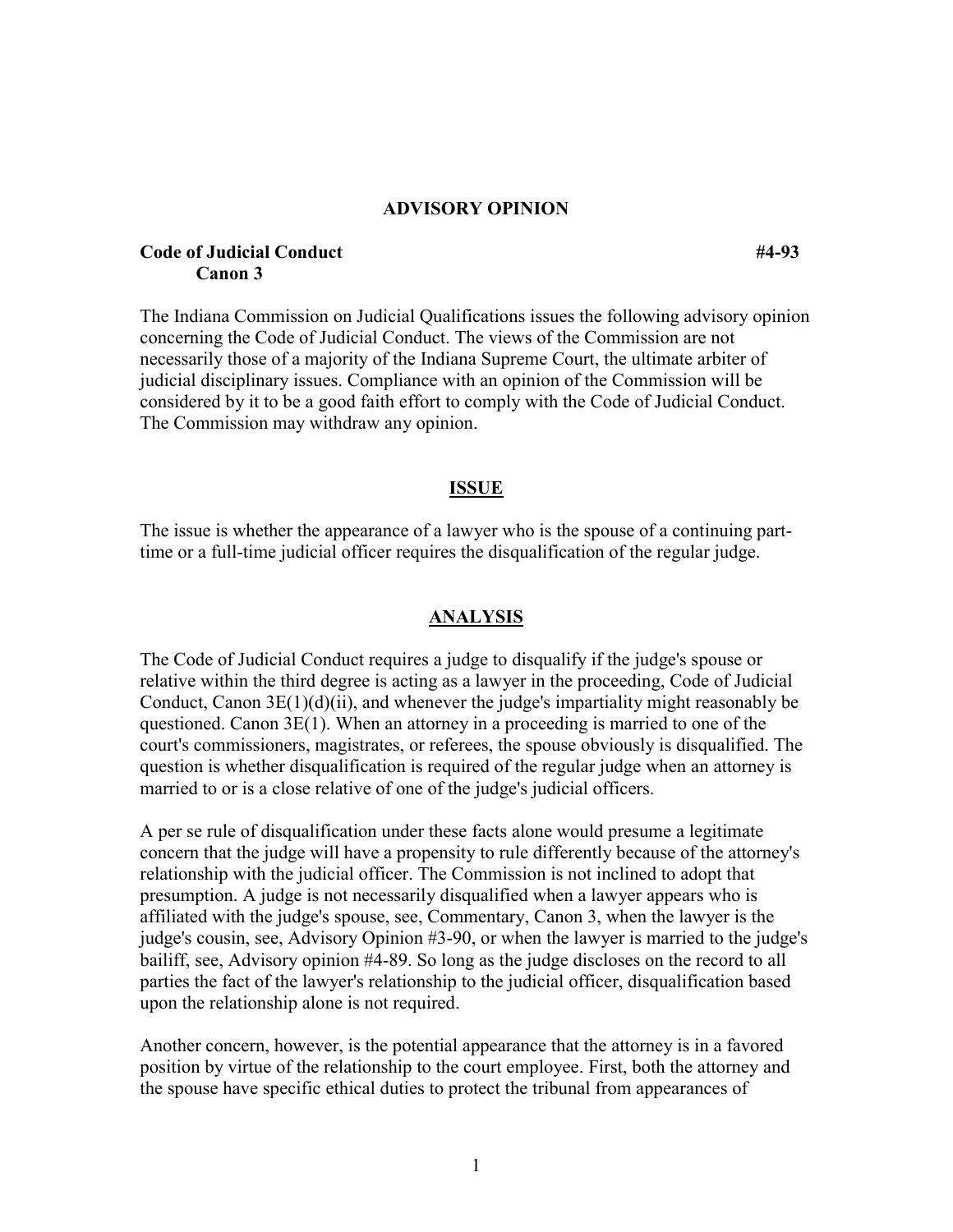# ADVISORY OPINION

**Code of Judicial Conduct** **#4-93**
**Canon 3**

The Indiana Commission on Judicial Qualifications issues the following advisory opinion concerning the Code of Judicial Conduct. The views of the Commission are not necessarily those of a majority of the Indiana Supreme Court, the ultimate arbiter of judicial disciplinary issues. Compliance with an opinion of the Commission will be considered by it to be a good faith effort to comply with the Code of Judicial Conduct. The Commission may withdraw any opinion.

## ISSUE

The issue is whether the appearance of a lawyer who is the spouse of a continuing part-time or a full-time judicial officer requires the disqualification of the regular judge.

## ANALYSIS

The Code of Judicial Conduct requires a judge to disqualify if the judge's spouse or relative within the third degree is acting as a lawyer in the proceeding, Code of Judicial Conduct, Canon 3E(1)(d)(ii), and whenever the judge's impartiality might reasonably be questioned. Canon 3E(1). When an attorney in a proceeding is married to one of the court's commissioners, magistrates, or referees, the spouse obviously is disqualified. The question is whether disqualification is required of the regular judge when an attorney is married to or is a close relative of one of the judge's judicial officers.

A per se rule of disqualification under these facts alone would presume a legitimate concern that the judge will have a propensity to rule differently because of the attorney's relationship with the judicial officer. The Commission is not inclined to adopt that presumption. A judge is not necessarily disqualified when a lawyer appears who is affiliated with the judge's spouse, see, Commentary, Canon 3, when the lawyer is the judge's cousin, see, Advisory Opinion #3-90, or when the lawyer is married to the judge's bailiff, see, Advisory opinion #4-89. So long as the judge discloses on the record to all parties the fact of the lawyer's relationship to the judicial officer, disqualification based upon the relationship alone is not required.

Another concern, however, is the potential appearance that the attorney is in a favored position by virtue of the relationship to the court employee. First, both the attorney and the spouse have specific ethical duties to protect the tribunal from appearances of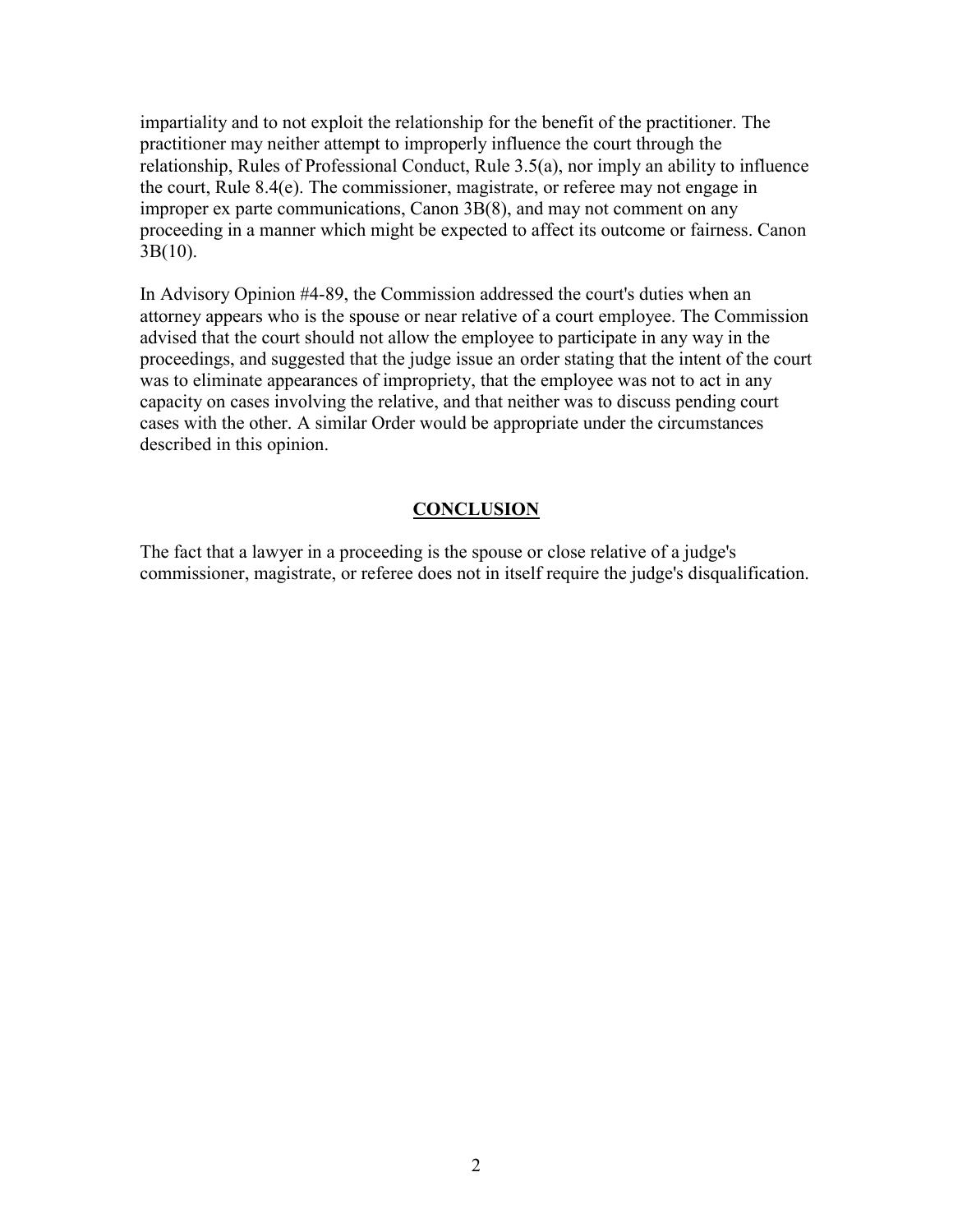impartiality and to not exploit the relationship for the benefit of the practitioner. The practitioner may neither attempt to improperly influence the court through the relationship, Rules of Professional Conduct, Rule 3.5(a), nor imply an ability to influence the court, Rule 8.4(e). The commissioner, magistrate, or referee may not engage in improper ex parte communications, Canon 3B(8), and may not comment on any proceeding in a manner which might be expected to affect its outcome or fairness. Canon 3B(10).

In Advisory Opinion #4-89, the Commission addressed the court's duties when an attorney appears who is the spouse or near relative of a court employee. The Commission advised that the court should not allow the employee to participate in any way in the proceedings, and suggested that the judge issue an order stating that the intent of the court was to eliminate appearances of impropriety, that the employee was not to act in any capacity on cases involving the relative, and that neither was to discuss pending court cases with the other. A similar Order would be appropriate under the circumstances described in this opinion.

## CONCLUSION

The fact that a lawyer in a proceeding is the spouse or close relative of a judge's commissioner, magistrate, or referee does not in itself require the judge's disqualification.